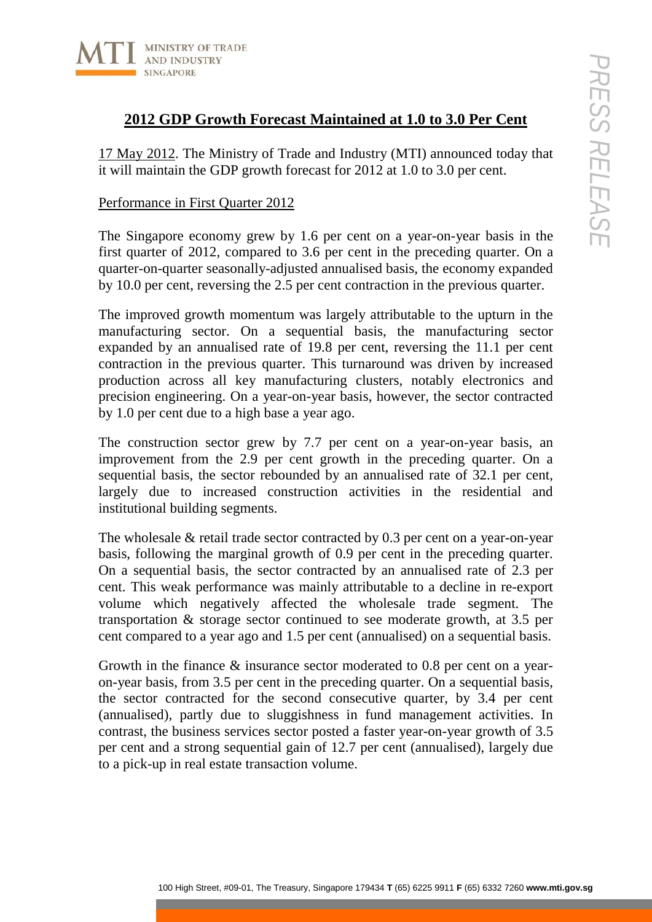## **2012 GDP Growth Forecast Maintained at 1.0 to 3.0 Per Cent**

17 May 2012. The Ministry of Trade and Industry (MTI) announced today that it will maintain the GDP growth forecast for 2012 at 1.0 to 3.0 per cent.

### Performance in First Quarter 2012

The Singapore economy grew by 1.6 per cent on a year-on-year basis in the first quarter of 2012, compared to 3.6 per cent in the preceding quarter. On a quarter-on-quarter seasonally-adjusted annualised basis, the economy expanded by 10.0 per cent, reversing the 2.5 per cent contraction in the previous quarter.

The improved growth momentum was largely attributable to the upturn in the manufacturing sector. On a sequential basis, the manufacturing sector expanded by an annualised rate of 19.8 per cent, reversing the 11.1 per cent contraction in the previous quarter. This turnaround was driven by increased production across all key manufacturing clusters, notably electronics and precision engineering. On a year-on-year basis, however, the sector contracted by 1.0 per cent due to a high base a year ago.

The construction sector grew by 7.7 per cent on a year-on-year basis, an improvement from the 2.9 per cent growth in the preceding quarter. On a sequential basis, the sector rebounded by an annualised rate of 32.1 per cent, largely due to increased construction activities in the residential and institutional building segments.

The wholesale & retail trade sector contracted by 0.3 per cent on a year-on-year basis, following the marginal growth of 0.9 per cent in the preceding quarter. On a sequential basis, the sector contracted by an annualised rate of 2.3 per cent. This weak performance was mainly attributable to a decline in re-export volume which negatively affected the wholesale trade segment. The transportation & storage sector continued to see moderate growth, at 3.5 per cent compared to a year ago and 1.5 per cent (annualised) on a sequential basis.

Growth in the finance & insurance sector moderated to 0.8 per cent on a year-on-year basis, from 3.5 per cent in the preceding quarter. On a sequential basis, the sector contracted for the second consecutive quarter, by 3.4 per cent (annualised), partly due to sluggishness in fund management activities. In contrast, the business services sector posted a faster year-on-year growth of 3.5 per cent and a strong sequential gain of 12.7 per cent (annualised), largely due to a pick-up in real estate transaction volume.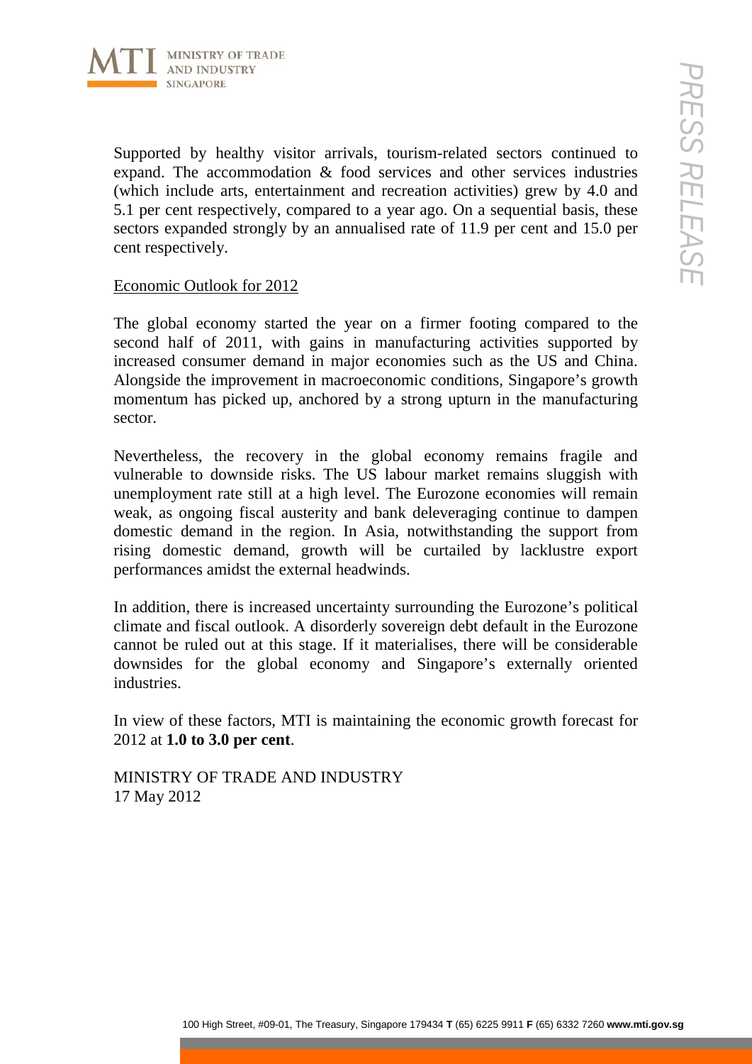Supported by healthy visitor arrivals, tourism-related sectors continued to expand. The accommodation & food services and other services industries (which include arts, entertainment and recreation activities) grew by 4.0 and 5.1 per cent respectively, compared to a year ago. On a sequential basis, these sectors expanded strongly by an annualised rate of 11.9 per cent and 15.0 per cent respectively.

Economic Outlook for 2012

The global economy started the year on a firmer footing compared to the second half of 2011, with gains in manufacturing activities supported by increased consumer demand in major economies such as the US and China. Alongside the improvement in macroeconomic conditions, Singapore's growth momentum has picked up, anchored by a strong upturn in the manufacturing sector.

Nevertheless, the recovery in the global economy remains fragile and vulnerable to downside risks. The US labour market remains sluggish with unemployment rate still at a high level. The Eurozone economies will remain weak, as ongoing fiscal austerity and bank deleveraging continue to dampen domestic demand in the region. In Asia, notwithstanding the support from rising domestic demand, growth will be curtailed by lacklustre export performances amidst the external headwinds.

In addition, there is increased uncertainty surrounding the Eurozone's political climate and fiscal outlook. A disorderly sovereign debt default in the Eurozone cannot be ruled out at this stage. If it materialises, there will be considerable downsides for the global economy and Singapore's externally oriented industries.

In view of these factors, MTI is maintaining the economic growth forecast for 2012 at **1.0 to 3.0 per cent**.

MINISTRY OF TRADE AND INDUSTRY
17 May 2012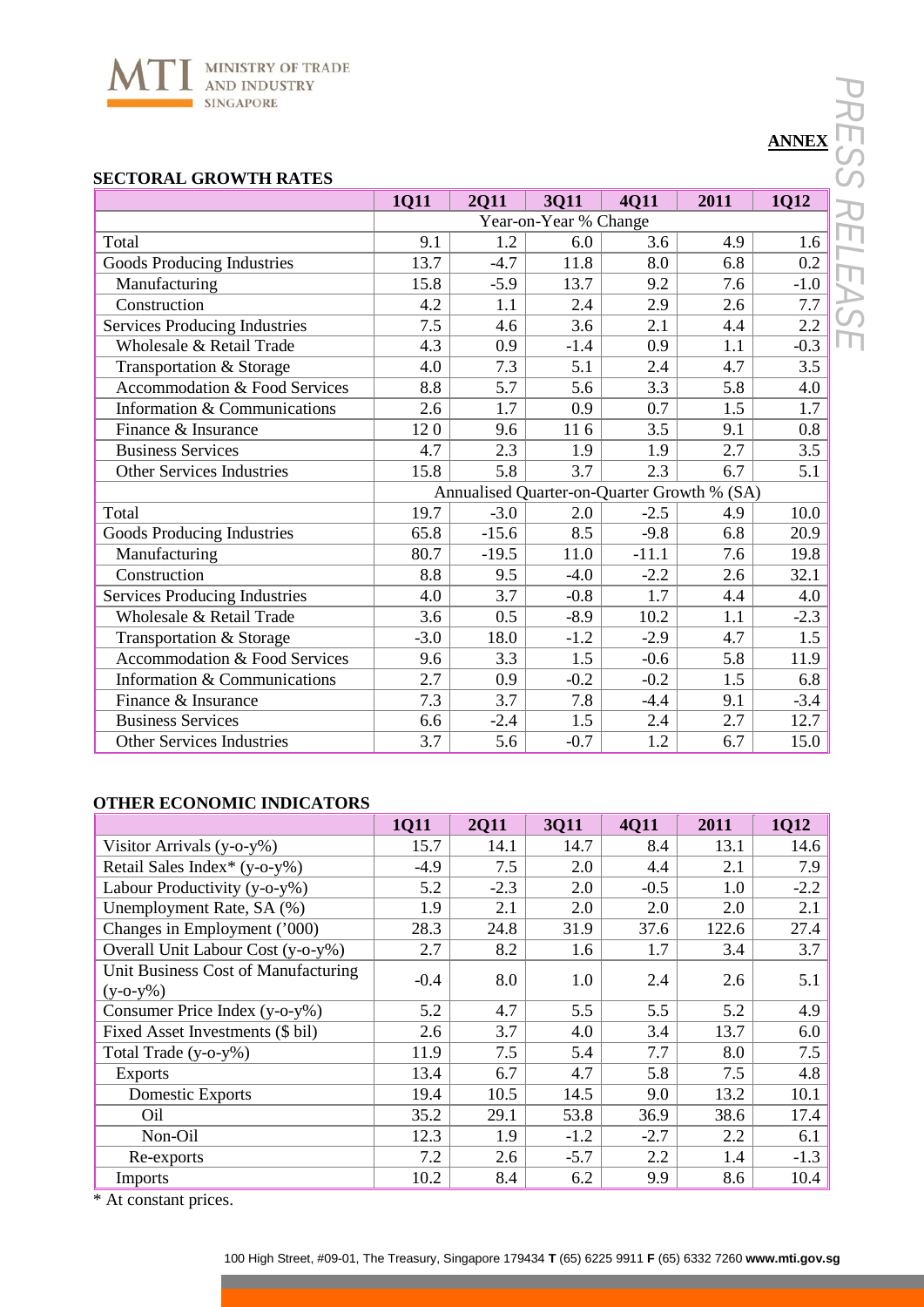**ANNEX**

**SECTORAL GROWTH RATES**

| | 1Q11 | 2Q11 | 3Q11 | 4Q11 | 2011 | 1Q12 |
|---|---|---|---|---|---|---|
| | Year-on-Year % Change | | | | | |
| Total | 9.1 | 1.2 | 6.0 | 3.6 | 4.9 | 1.6 |
| Goods Producing Industries | 13.7 | -4.7 | 11.8 | 8.0 | 6.8 | 0.2 |
| Manufacturing | 15.8 | -5.9 | 13.7 | 9.2 | 7.6 | -1.0 |
| Construction | 4.2 | 1.1 | 2.4 | 2.9 | 2.6 | 7.7 |
| Services Producing Industries | 7.5 | 4.6 | 3.6 | 2.1 | 4.4 | 2.2 |
| Wholesale & Retail Trade | 4.3 | 0.9 | -1.4 | 0.9 | 1.1 | -0.3 |
| Transportation & Storage | 4.0 | 7.3 | 5.1 | 2.4 | 4.7 | 3.5 |
| Accommodation & Food Services | 8.8 | 5.7 | 5.6 | 3.3 | 5.8 | 4.0 |
| Information & Communications | 2.6 | 1.7 | 0.9 | 0.7 | 1.5 | 1.7 |
| Finance & Insurance | 12 0 | 9.6 | 11 6 | 3.5 | 9.1 | 0.8 |
| Business Services | 4.7 | 2.3 | 1.9 | 1.9 | 2.7 | 3.5 |
| Other Services Industries | 15.8 | 5.8 | 3.7 | 2.3 | 6.7 | 5.1 |
| | Annualised Quarter-on-Quarter Growth % (SA) | | | | | |
| Total | 19.7 | -3.0 | 2.0 | -2.5 | 4.9 | 10.0 |
| Goods Producing Industries | 65.8 | -15.6 | 8.5 | -9.8 | 6.8 | 20.9 |
| Manufacturing | 80.7 | -19.5 | 11.0 | -11.1 | 7.6 | 19.8 |
| Construction | 8.8 | 9.5 | -4.0 | -2.2 | 2.6 | 32.1 |
| Services Producing Industries | 4.0 | 3.7 | -0.8 | 1.7 | 4.4 | 4.0 |
| Wholesale & Retail Trade | 3.6 | 0.5 | -8.9 | 10.2 | 1.1 | -2.3 |
| Transportation & Storage | -3.0 | 18.0 | -1.2 | -2.9 | 4.7 | 1.5 |
| Accommodation & Food Services | 9.6 | 3.3 | 1.5 | -0.6 | 5.8 | 11.9 |
| Information & Communications | 2.7 | 0.9 | -0.2 | -0.2 | 1.5 | 6.8 |
| Finance & Insurance | 7.3 | 3.7 | 7.8 | -4.4 | 9.1 | -3.4 |
| Business Services | 6.6 | -2.4 | 1.5 | 2.4 | 2.7 | 12.7 |
| Other Services Industries | 3.7 | 5.6 | -0.7 | 1.2 | 6.7 | 15.0 |

**OTHER ECONOMIC INDICATORS**

| | 1Q11 | 2Q11 | 3Q11 | 4Q11 | 2011 | 1Q12 |
|---|---|---|---|---|---|---|
| Visitor Arrivals (y-o-y%) | 15.7 | 14.1 | 14.7 | 8.4 | 13.1 | 14.6 |
| Retail Sales Index* (y-o-y%) | -4.9 | 7.5 | 2.0 | 4.4 | 2.1 | 7.9 |
| Labour Productivity (y-o-y%) | 5.2 | -2.3 | 2.0 | -0.5 | 1.0 | -2.2 |
| Unemployment Rate, SA (%) | 1.9 | 2.1 | 2.0 | 2.0 | 2.0 | 2.1 |
| Changes in Employment ('000) | 28.3 | 24.8 | 31.9 | 37.6 | 122.6 | 27.4 |
| Overall Unit Labour Cost (y-o-y%) | 2.7 | 8.2 | 1.6 | 1.7 | 3.4 | 3.7 |
| Unit Business Cost of Manufacturing (y-o-y%) | -0.4 | 8.0 | 1.0 | 2.4 | 2.6 | 5.1 |
| Consumer Price Index (y-o-y%) | 5.2 | 4.7 | 5.5 | 5.5 | 5.2 | 4.9 |
| Fixed Asset Investments ($ bil) | 2.6 | 3.7 | 4.0 | 3.4 | 13.7 | 6.0 |
| Total Trade (y-o-y%) | 11.9 | 7.5 | 5.4 | 7.7 | 8.0 | 7.5 |
| Exports | 13.4 | 6.7 | 4.7 | 5.8 | 7.5 | 4.8 |
| Domestic Exports | 19.4 | 10.5 | 14.5 | 9.0 | 13.2 | 10.1 |
| Oil | 35.2 | 29.1 | 53.8 | 36.9 | 38.6 | 17.4 |
| Non-Oil | 12.3 | 1.9 | -1.2 | -2.7 | 2.2 | 6.1 |
| Re-exports | 7.2 | 2.6 | -5.7 | 2.2 | 1.4 | -1.3 |
| Imports | 10.2 | 8.4 | 6.2 | 9.9 | 8.6 | 10.4 |

* At constant prices.